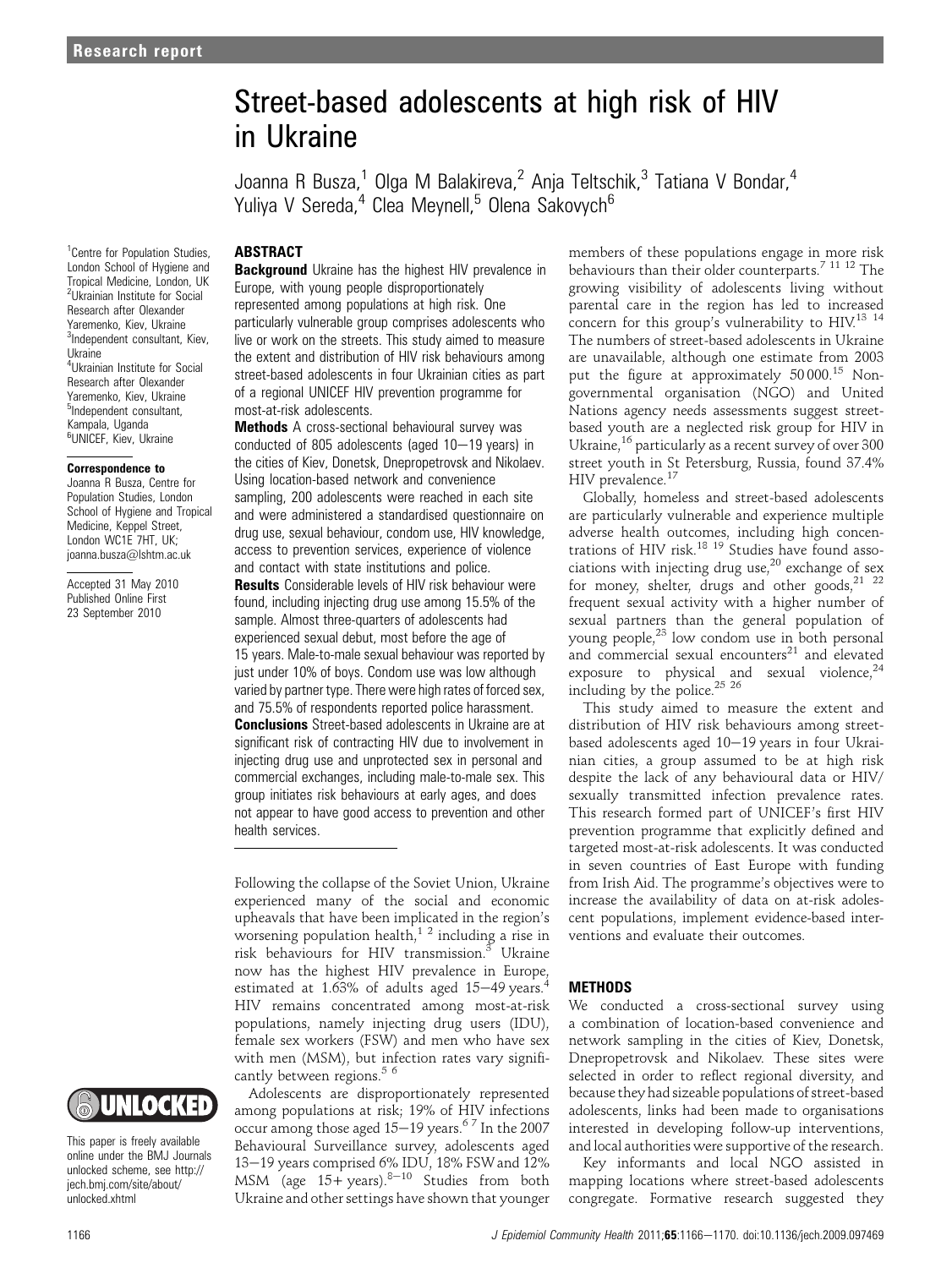# Street-based adolescents at high risk of HIV in Ukraine

Joanna R Busza,[1] Olga M Balakireva,[2] Anja Teltschik,[3] Tatiana V Bondar,[4] Yuliya V Sereda,[4] Clea Meynell,[5] Olena Sakovych[6]

[1]Centre for Population Studies, London School of Hygiene and Tropical Medicine, London, UK
[2]Ukrainian Institute for Social Research after Olexander Yaremenko, Kiev, Ukraine
[3]Independent consultant, Kiev, Ukraine
[4]Ukrainian Institute for Social Research after Olexander Yaremenko, Kiev, Ukraine
[5]Independent consultant, Kampala, Uganda
[6]UNICEF, Kiev, Ukraine

**Correspondence to**
Joanna R Busza, Centre for Population Studies, London School of Hygiene and Tropical Medicine, Keppel Street, London WC1E 7HT, UK; joanna.busza@lshtm.ac.uk

Accepted 31 May 2010
Published Online First 23 September 2010

## ABSTRACT

**Background** Ukraine has the highest HIV prevalence in Europe, with young people disproportionately represented among populations at high risk. One particularly vulnerable group comprises adolescents who live or work on the streets. This study aimed to measure the extent and distribution of HIV risk behaviours among street-based adolescents in four Ukrainian cities as part of a regional UNICEF HIV prevention programme for most-at-risk adolescents.

**Methods** A cross-sectional behavioural survey was conducted of 805 adolescents (aged 10–19 years) in the cities of Kiev, Donetsk, Dnepropetrovsk and Nikolaev. Using location-based network and convenience sampling, 200 adolescents were reached in each site and were administered a standardised questionnaire on drug use, sexual behaviour, condom use, HIV knowledge, access to prevention services, experience of violence and contact with state institutions and police.

**Results** Considerable levels of HIV risk behaviour were found, including injecting drug use among 15.5% of the sample. Almost three-quarters of adolescents had experienced sexual debut, most before the age of 15 years. Male-to-male sexual behaviour was reported by just under 10% of boys. Condom use was low although varied by partner type. There were high rates of forced sex, and 75.5% of respondents reported police harassment.

**Conclusions** Street-based adolescents in Ukraine are at significant risk of contracting HIV due to involvement in injecting drug use and unprotected sex in personal and commercial exchanges, including male-to-male sex. This group initiates risk behaviours at early ages, and does not appear to have good access to prevention and other health services.

Following the collapse of the Soviet Union, Ukraine experienced many of the social and economic upheavals that have been implicated in the region's worsening population health,[1,2] including a rise in risk behaviours for HIV transmission.[3] Ukraine now has the highest HIV prevalence in Europe, estimated at 1.63% of adults aged 15–49 years.[4] HIV remains concentrated among most-at-risk populations, namely injecting drug users (IDU), female sex workers (FSW) and men who have sex with men (MSM), but infection rates vary significantly between regions.[5,6]

Adolescents are disproportionately represented among populations at risk; 19% of HIV infections occur among those aged 15–19 years.[6,7] In the 2007 Behavioural Surveillance survey, adolescents aged 13–19 years comprised 6% IDU, 18% FSW and 12% MSM (age 15+ years).[8–10] Studies from both Ukraine and other settings have shown that younger members of these populations engage in more risk behaviours than their older counterparts.[7,11,12] The growing visibility of adolescents living without parental care in the region has led to increased concern for this group's vulnerability to HIV.[13,14] The numbers of street-based adolescents in Ukraine are unavailable, although one estimate from 2003 put the figure at approximately 50 000.[15] Non-governmental organisation (NGO) and United Nations agency needs assessments suggest street-based youth are a neglected risk group for HIV in Ukraine,[16] particularly as a recent survey of over 300 street youth in St Petersburg, Russia, found 37.4% HIV prevalence.[17]

Globally, homeless and street-based adolescents are particularly vulnerable and experience multiple adverse health outcomes, including high concentrations of HIV risk.[18,19] Studies have found associations with injecting drug use,[20] exchange of sex for money, shelter, drugs and other goods,[21,22] frequent sexual activity with a higher number of sexual partners than the general population of young people,[23] low condom use in both personal and commercial sexual encounters[21] and elevated exposure to physical and sexual violence,[24] including by the police.[25,26]

This study aimed to measure the extent and distribution of HIV risk behaviours among street-based adolescents aged 10–19 years in four Ukrainian cities, a group assumed to be at high risk despite the lack of any behavioural data or HIV/sexually transmitted infection prevalence rates. This research formed part of UNICEF's first HIV prevention programme that explicitly defined and targeted most-at-risk adolescents. It was conducted in seven countries of East Europe with funding from Irish Aid. The programme's objectives were to increase the availability of data on at-risk adolescent populations, implement evidence-based interventions and evaluate their outcomes.

## METHODS

We conducted a cross-sectional survey using a combination of location-based convenience and network sampling in the cities of Kiev, Donetsk, Dnepropetrovsk and Nikolaev. These sites were selected in order to reflect regional diversity, and because they had sizeable populations of street-based adolescents, links had been made to organisations interested in developing follow-up interventions, and local authorities were supportive of the research.

Key informants and local NGO assisted in mapping locations where street-based adolescents congregate. Formative research suggested they

This paper is freely available online under the BMJ Journals unlocked scheme, see http://jech.bmj.com/site/about/unlocked.xhtml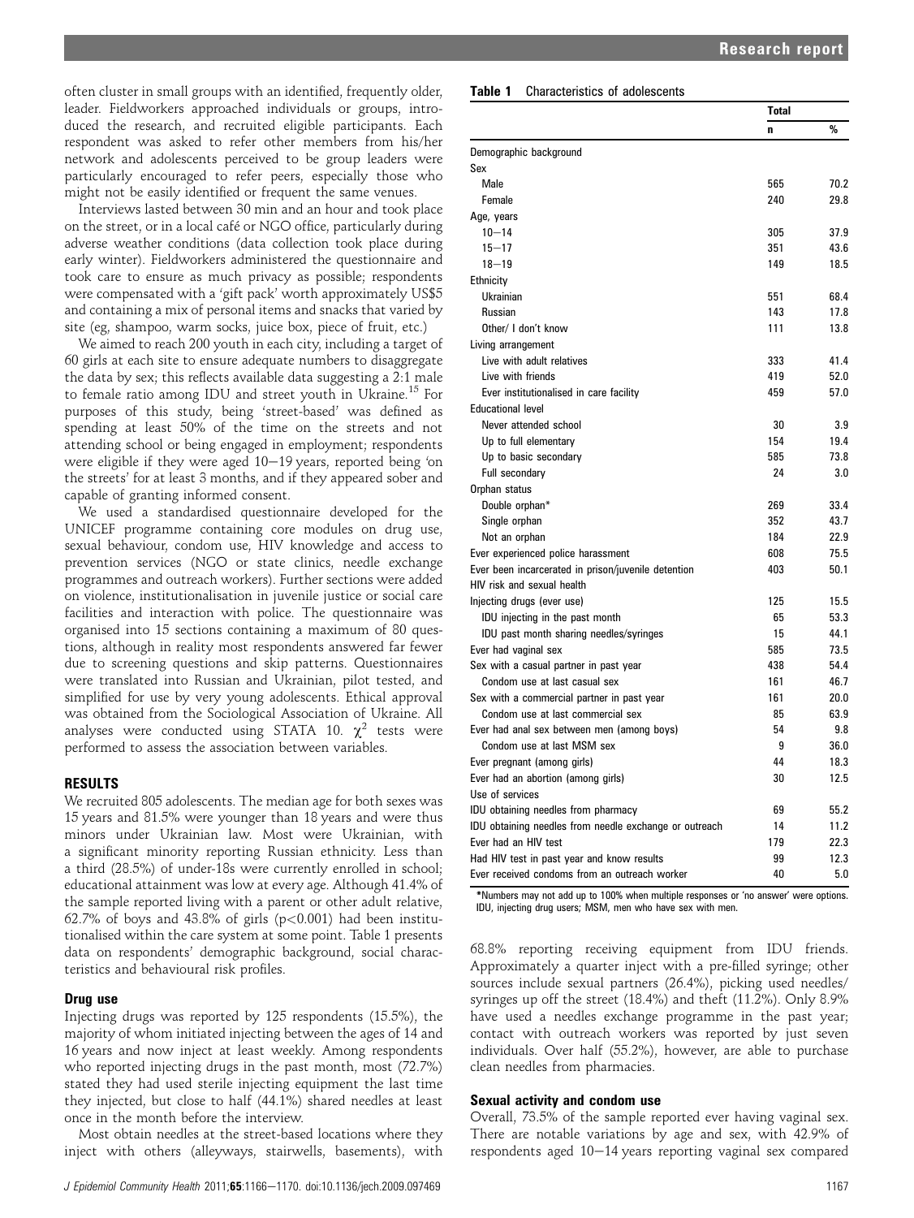often cluster in small groups with an identified, frequently older, leader. Fieldworkers approached individuals or groups, introduced the research, and recruited eligible participants. Each respondent was asked to refer other members from his/her network and adolescents perceived to be group leaders were particularly encouraged to refer peers, especially those who might not be easily identified or frequent the same venues.

Interviews lasted between 30 min and an hour and took place on the street, or in a local café or NGO office, particularly during adverse weather conditions (data collection took place during early winter). Fieldworkers administered the questionnaire and took care to ensure as much privacy as possible; respondents were compensated with a 'gift pack' worth approximately US$5 and containing a mix of personal items and snacks that varied by site (eg, shampoo, warm socks, juice box, piece of fruit, etc.)

We aimed to reach 200 youth in each city, including a target of 60 girls at each site to ensure adequate numbers to disaggregate the data by sex; this reflects available data suggesting a 2:1 male to female ratio among IDU and street youth in Ukraine.[15] For purposes of this study, being 'street-based' was defined as spending at least 50% of the time on the streets and not attending school or being engaged in employment; respondents were eligible if they were aged 10–19 years, reported being 'on the streets' for at least 3 months, and if they appeared sober and capable of granting informed consent.

We used a standardised questionnaire developed for the UNICEF programme containing core modules on drug use, sexual behaviour, condom use, HIV knowledge and access to prevention services (NGO or state clinics, needle exchange programmes and outreach workers). Further sections were added on violence, institutionalisation in juvenile justice or social care facilities and interaction with police. The questionnaire was organised into 15 sections containing a maximum of 80 questions, although in reality most respondents answered far fewer due to screening questions and skip patterns. Questionnaires were translated into Russian and Ukrainian, pilot tested, and simplified for use by very young adolescents. Ethical approval was obtained from the Sociological Association of Ukraine. All analyses were conducted using STATA 10. $\chi^2$ tests were performed to assess the association between variables.

## RESULTS

We recruited 805 adolescents. The median age for both sexes was 15 years and 81.5% were younger than 18 years and were thus minors under Ukrainian law. Most were Ukrainian, with a significant minority reporting Russian ethnicity. Less than a third (28.5%) of under-18s were currently enrolled in school; educational attainment was low at every age. Although 41.4% of the sample reported living with a parent or other adult relative, 62.7% of boys and 43.8% of girls ($p<0.001$) had been institutionalised within the care system at some point. Table 1 presents data on respondents' demographic background, social characteristics and behavioural risk profiles.

### Drug use

Injecting drugs was reported by 125 respondents (15.5%), the majority of whom initiated injecting between the ages of 14 and 16 years and now inject at least weekly. Among respondents who reported injecting drugs in the past month, most (72.7%) stated they had used sterile injecting equipment the last time they injected, but close to half (44.1%) shared needles at least once in the month before the interview.

Most obtain needles at the street-based locations where they inject with others (alleyways, stairwells, basements), with

**Table 1** Characteristics of adolescents

| | Total n | % |
|---|---|---|
| Demographic background | | |
| Sex | | |
| Male | 565 | 70.2 |
| Female | 240 | 29.8 |
| Age, years | | |
| 10–14 | 305 | 37.9 |
| 15–17 | 351 | 43.6 |
| 18–19 | 149 | 18.5 |
| Ethnicity | | |
| Ukrainian | 551 | 68.4 |
| Russian | 143 | 17.8 |
| Other/ I don't know | 111 | 13.8 |
| Living arrangement | | |
| Live with adult relatives | 333 | 41.4 |
| Live with friends | 419 | 52.0 |
| Ever institutionalised in care facility | 459 | 57.0 |
| Educational level | | |
| Never attended school | 30 | 3.9 |
| Up to full elementary | 154 | 19.4 |
| Up to basic secondary | 585 | 73.8 |
| Full secondary | 24 | 3.0 |
| Orphan status | | |
| Double orphan* | 269 | 33.4 |
| Single orphan | 352 | 43.7 |
| Not an orphan | 184 | 22.9 |
| Ever experienced police harassment | 608 | 75.5 |
| Ever been incarcerated in prison/juvenile detention | 403 | 50.1 |
| HIV risk and sexual health | | |
| Injecting drugs (ever use) | 125 | 15.5 |
| IDU injecting in the past month | 65 | 53.3 |
| IDU past month sharing needles/syringes | 15 | 44.1 |
| Ever had vaginal sex | 585 | 73.5 |
| Sex with a casual partner in past year | 438 | 54.4 |
| Condom use at last casual sex | 161 | 46.7 |
| Sex with a commercial partner in past year | 161 | 20.0 |
| Condom use at last commercial sex | 85 | 63.9 |
| Ever had anal sex between men (among boys) | 54 | 9.8 |
| Condom use at last MSM sex | 9 | 36.0 |
| Ever pregnant (among girls) | 44 | 18.3 |
| Ever had an abortion (among girls) | 30 | 12.5 |
| Use of services | | |
| IDU obtaining needles from pharmacy | 69 | 55.2 |
| IDU obtaining needles from needle exchange or outreach | 14 | 11.2 |
| Ever had an HIV test | 179 | 22.3 |
| Had HIV test in past year and know results | 99 | 12.3 |
| Ever received condoms from an outreach worker | 40 | 5.0 |

*Numbers may not add up to 100% when multiple responses or 'no answer' were options. IDU, injecting drug users; MSM, men who have sex with men.

68.8% reporting receiving equipment from IDU friends. Approximately a quarter inject with a pre-filled syringe; other sources include sexual partners (26.4%), picking used needles/syringes up off the street (18.4%) and theft (11.2%). Only 8.9% have used a needles exchange programme in the past year; contact with outreach workers was reported by just seven individuals. Over half (55.2%), however, are able to purchase clean needles from pharmacies.

### Sexual activity and condom use

Overall, 73.5% of the sample reported ever having vaginal sex. There are notable variations by age and sex, with 42.9% of respondents aged 10–14 years reporting vaginal sex compared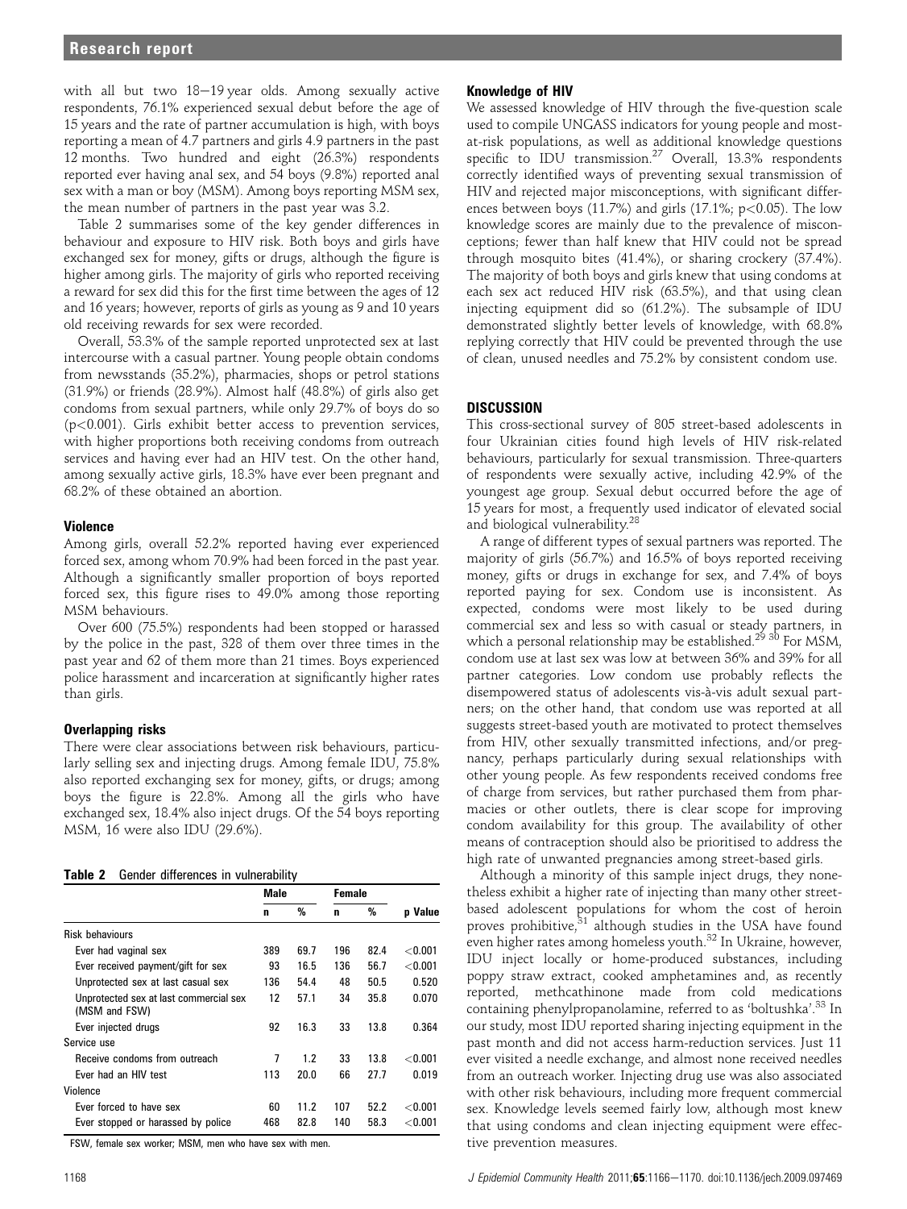with all but two 18–19 year olds. Among sexually active respondents, 76.1% experienced sexual debut before the age of 15 years and the rate of partner accumulation is high, with boys reporting a mean of 4.7 partners and girls 4.9 partners in the past 12 months. Two hundred and eight (26.3%) respondents reported ever having anal sex, and 54 boys (9.8%) reported anal sex with a man or boy (MSM). Among boys reporting MSM sex, the mean number of partners in the past year was 3.2.

Table 2 summarises some of the key gender differences in behaviour and exposure to HIV risk. Both boys and girls have exchanged sex for money, gifts or drugs, although the figure is higher among girls. The majority of girls who reported receiving a reward for sex did this for the first time between the ages of 12 and 16 years; however, reports of girls as young as 9 and 10 years old receiving rewards for sex were recorded.

Overall, 53.3% of the sample reported unprotected sex at last intercourse with a casual partner. Young people obtain condoms from newsstands (35.2%), pharmacies, shops or petrol stations (31.9%) or friends (28.9%). Almost half (48.8%) of girls also get condoms from sexual partners, while only 29.7% of boys do so ($p<0.001$). Girls exhibit better access to prevention services, with higher proportions both receiving condoms from outreach services and having ever had an HIV test. On the other hand, among sexually active girls, 18.3% have ever been pregnant and 68.2% of these obtained an abortion.

### Violence

Among girls, overall 52.2% reported having ever experienced forced sex, among whom 70.9% had been forced in the past year. Although a significantly smaller proportion of boys reported forced sex, this figure rises to 49.0% among those reporting MSM behaviours.

Over 600 (75.5%) respondents had been stopped or harassed by the police in the past, 328 of them over three times in the past year and 62 of them more than 21 times. Boys experienced police harassment and incarceration at significantly higher rates than girls.

### Overlapping risks

There were clear associations between risk behaviours, particularly selling sex and injecting drugs. Among female IDU, 75.8% also reported exchanging sex for money, gifts, or drugs; among boys the figure is 22.8%. Among all the girls who have exchanged sex, 18.4% also inject drugs. Of the 54 boys reporting MSM, 16 were also IDU (29.6%).

**Table 2** Gender differences in vulnerability

| | Male | | Female | | |
|---|---|---|---|---|---|
| | n | % | n | % | p Value |
| Risk behaviours | | | | | |
| Ever had vaginal sex | 389 | 69.7 | 196 | 82.4 | <0.001 |
| Ever received payment/gift for sex | 93 | 16.5 | 136 | 56.7 | <0.001 |
| Unprotected sex at last casual sex | 136 | 54.4 | 48 | 50.5 | 0.520 |
| Unprotected sex at last commercial sex (MSM and FSW) | 12 | 57.1 | 34 | 35.8 | 0.070 |
| Ever injected drugs | 92 | 16.3 | 33 | 13.8 | 0.364 |
| Service use | | | | | |
| Receive condoms from outreach | 7 | 1.2 | 33 | 13.8 | <0.001 |
| Ever had an HIV test | 113 | 20.0 | 66 | 27.7 | 0.019 |
| Violence | | | | | |
| Ever forced to have sex | 60 | 11.2 | 107 | 52.2 | <0.001 |
| Ever stopped or harassed by police | 468 | 82.8 | 140 | 58.3 | <0.001 |

FSW, female sex worker; MSM, men who have sex with men.

### Knowledge of HIV

We assessed knowledge of HIV through the five-question scale used to compile UNGASS indicators for young people and most-at-risk populations, as well as additional knowledge questions specific to IDU transmission.[27] Overall, 13.3% respondents correctly identified ways of preventing sexual transmission of HIV and rejected major misconceptions, with significant differences between boys (11.7%) and girls (17.1%; $p<0.05$). The low knowledge scores are mainly due to the prevalence of misconceptions; fewer than half knew that HIV could not be spread through mosquito bites (41.4%), or sharing crockery (37.4%). The majority of both boys and girls knew that using condoms at each sex act reduced HIV risk (63.5%), and that using clean injecting equipment did so (61.2%). The subsample of IDU demonstrated slightly better levels of knowledge, with 68.8% replying correctly that HIV could be prevented through the use of clean, unused needles and 75.2% by consistent condom use.

## DISCUSSION

This cross-sectional survey of 805 street-based adolescents in four Ukrainian cities found high levels of HIV risk-related behaviours, particularly for sexual transmission. Three-quarters of respondents were sexually active, including 42.9% of the youngest age group. Sexual debut occurred before the age of 15 years for most, a frequently used indicator of elevated social and biological vulnerability.[28]

A range of different types of sexual partners was reported. The majority of girls (56.7%) and 16.5% of boys reported receiving money, gifts or drugs in exchange for sex, and 7.4% of boys reported paying for sex. Condom use is inconsistent. As expected, condoms were most likely to be used during commercial sex and less so with casual or steady partners, in which a personal relationship may be established.[29,30] For MSM, condom use at last sex was low at between 36% and 39% for all partner categories. Low condom use probably reflects the disempowered status of adolescents vis-à-vis adult sexual partners; on the other hand, that condom use was reported at all suggests street-based youth are motivated to protect themselves from HIV, other sexually transmitted infections, and/or pregnancy, perhaps particularly during sexual relationships with other young people. As few respondents received condoms free of charge from services, but rather purchased them from pharmacies or other outlets, there is clear scope for improving condom availability for this group. The availability of other means of contraception should also be prioritised to address the high rate of unwanted pregnancies among street-based girls.

Although a minority of this sample inject drugs, they nonetheless exhibit a higher rate of injecting than many other street-based adolescent populations for whom the cost of heroin proves prohibitive,[31] although studies in the USA have found even higher rates among homeless youth.[32] In Ukraine, however, IDU inject locally or home-produced substances, including poppy straw extract, cooked amphetamines and, as recently reported, methcathinone made from cold medications containing phenylpropanolamine, referred to as 'boltushka'.[33] In our study, most IDU reported sharing injecting equipment in the past month and did not access harm-reduction services. Just 11 ever visited a needle exchange, and almost none received needles from an outreach worker. Injecting drug use was also associated with other risk behaviours, including more frequent commercial sex. Knowledge levels seemed fairly low, although most knew that using condoms and clean injecting equipment were effective prevention measures.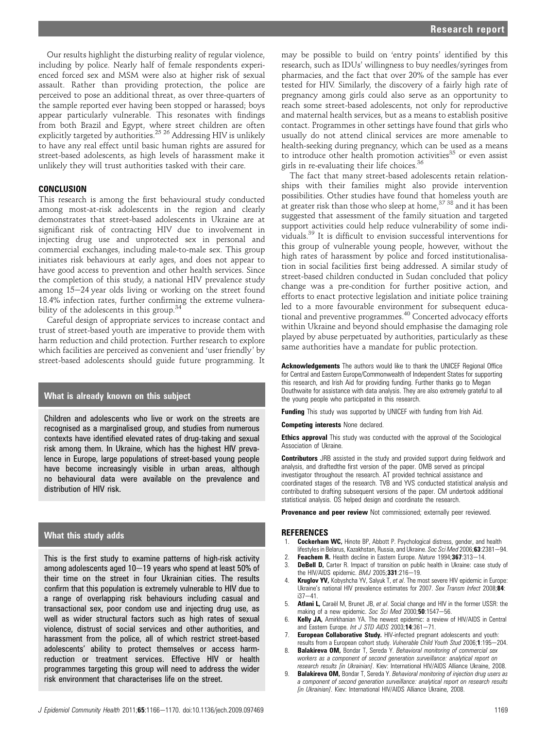Our results highlight the disturbing reality of regular violence, including by police. Nearly half of female respondents experienced forced sex and MSM were also at higher risk of sexual assault. Rather than providing protection, the police are perceived to pose an additional threat, as over three-quarters of the sample reported ever having been stopped or harassed; boys appear particularly vulnerable. This resonates with findings from both Brazil and Egypt, where street children are often explicitly targeted by authorities.[25 26] Addressing HIV is unlikely to have any real effect until basic human rights are assured for street-based adolescents, as high levels of harassment make it unlikely they will trust authorities tasked with their care.

## CONCLUSION

This research is among the first behavioural study conducted among most-at-risk adolescents in the region and clearly demonstrates that street-based adolescents in Ukraine are at significant risk of contracting HIV due to involvement in injecting drug use and unprotected sex in personal and commercial exchanges, including male-to-male sex. This group initiates risk behaviours at early ages, and does not appear to have good access to prevention and other health services. Since the completion of this study, a national HIV prevalence study among 15–24 year olds living or working on the street found 18.4% infection rates, further confirming the extreme vulnerability of the adolescents in this group.[34]

Careful design of appropriate services to increase contact and trust of street-based youth are imperative to provide them with harm reduction and child protection. Further research to explore which facilities are perceived as convenient and 'user friendly' by street-based adolescents should guide future programming. It may be possible to build on 'entry points' identified by this research, such as IDUs' willingness to buy needles/syringes from pharmacies, and the fact that over 20% of the sample has ever tested for HIV. Similarly, the discovery of a fairly high rate of pregnancy among girls could also serve as an opportunity to reach some street-based adolescents, not only for reproductive and maternal health services, but as a means to establish positive contact. Programmes in other settings have found that girls who usually do not attend clinical services are more amenable to health-seeking during pregnancy, which can be used as a means to introduce other health promotion activities[35] or even assist girls in re-evaluating their life choices.[36]

The fact that many street-based adolescents retain relationships with their families might also provide intervention possibilities. Other studies have found that homeless youth are at greater risk than those who sleep at home,[37 38] and it has been suggested that assessment of the family situation and targeted support activities could help reduce vulnerability of some individuals.[39] It is difficult to envision successful interventions for this group of vulnerable young people, however, without the high rates of harassment by police and forced institutionalisation in social facilities first being addressed. A similar study of street-based children conducted in Sudan concluded that policy change was a pre-condition for further positive action, and efforts to enact protective legislation and initiate police training led to a more favourable environment for subsequent educational and preventive programmes.[40] Concerted advocacy efforts within Ukraine and beyond should emphasise the damaging role played by abuse perpetuated by authorities, particularly as these same authorities have a mandate for public protection.

### What is already known on this subject

Children and adolescents who live or work on the streets are recognised as a marginalised group, and studies from numerous contexts have identified elevated rates of drug-taking and sexual risk among them. In Ukraine, which has the highest HIV prevalence in Europe, large populations of street-based young people have become increasingly visible in urban areas, although no behavioural data were available on the prevalence and distribution of HIV risk.

### What this study adds

This is the first study to examine patterns of high-risk activity among adolescents aged 10–19 years who spend at least 50% of their time on the street in four Ukrainian cities. The results confirm that this population is extremely vulnerable to HIV due to a range of overlapping risk behaviours including casual and transactional sex, poor condom use and injecting drug use, as well as wider structural factors such as high rates of sexual violence, distrust of social services and other authorities, and harassment from the police, all of which restrict street-based adolescents' ability to protect themselves or access harm-reduction or treatment services. Effective HIV or health programmes targeting this group will need to address the wider risk environment that characterises life on the street.

**Acknowledgements** The authors would like to thank the UNICEF Regional Office for Central and Eastern Europe/Commonwealth of Independent States for supporting this research, and Irish Aid for providing funding. Further thanks go to Megan Douthwaite for assistance with data analysis. They are also extremely grateful to all the young people who participated in this research.

**Funding** This study was supported by UNICEF with funding from Irish Aid.

**Competing interests** None declared.

**Ethics approval** This study was conducted with the approval of the Sociological Association of Ukraine.

**Contributors** JRB assisted in the study and provided support during fieldwork and analysis, and draftedthe first version of the paper. OMB served as principal investigator throughout the research. AT provided technical assistance and coordinated stages of the research. TVB and YVS conducted statistical analysis and contributed to drafting subsequent versions of the paper. CM undertook additional statistical analysis. OS helped design and coordinate the research.

**Provenance and peer review** Not commissioned; externally peer reviewed.

## REFERENCES

1. **Cockerham WC,** Hinote BP, Abbott P. Psychological distress, gender, and health lifestyles in Belarus, Kazakhstan, Russia, and Ukraine. *Soc Sci Med* 2006;**63**:2381–94.
2. **Feachem R.** Health decline in Eastern Europe. *Nature* 1994;**367**:313–14.
3. **DeBell D,** Carter R. Impact of transition on public health in Ukraine: case study of the HIV/AIDS epidemic. *BMJ* 2005;**331**:216–19.
4. **Kruglov YV,** Kobyshcha YV, Salyuk T, *et al*. The most severe HIV epidemic in Europe: Ukraine's national HIV prevalence estimates for 2007. *Sex Transm Infect* 2008;**84**: i37–41.
5. **Atlani L,** Caraël M, Brunet JB, *et al*. Social change and HIV in the former USSR: the making of a new epidemic. *Soc Sci Med* 2000;**50**:1547–56.
6. **Kelly JA,** Amirkhanian YA. The newest epidemic: a review of HIV/AIDS in Central and Eastern Europe. *Int J STD AIDS* 2003;**14**:361–71.
7. **European Collaborative Study.** HIV-infected pregnant adolescents and youth: results from a European cohort study. *Vulnerable Child Youth Stud* 2006;**1**:195–204.
8. **Balakireva OM,** Bondar T, Sereda Y. *Behavioral monitoring of commercial sex workers as a component of second generation surveillance: analytical report on research results [in Ukrainian]*. Kiev: International HIV/AIDS Alliance Ukraine, 2008.
9. **Balakireva OM,** Bondar T, Sereda Y. *Behavioral monitoring of injection drug users as a component of second generation surveillance: analytical report on research results [in Ukrainian]*. Kiev: International HIV/AIDS Alliance Ukraine, 2008.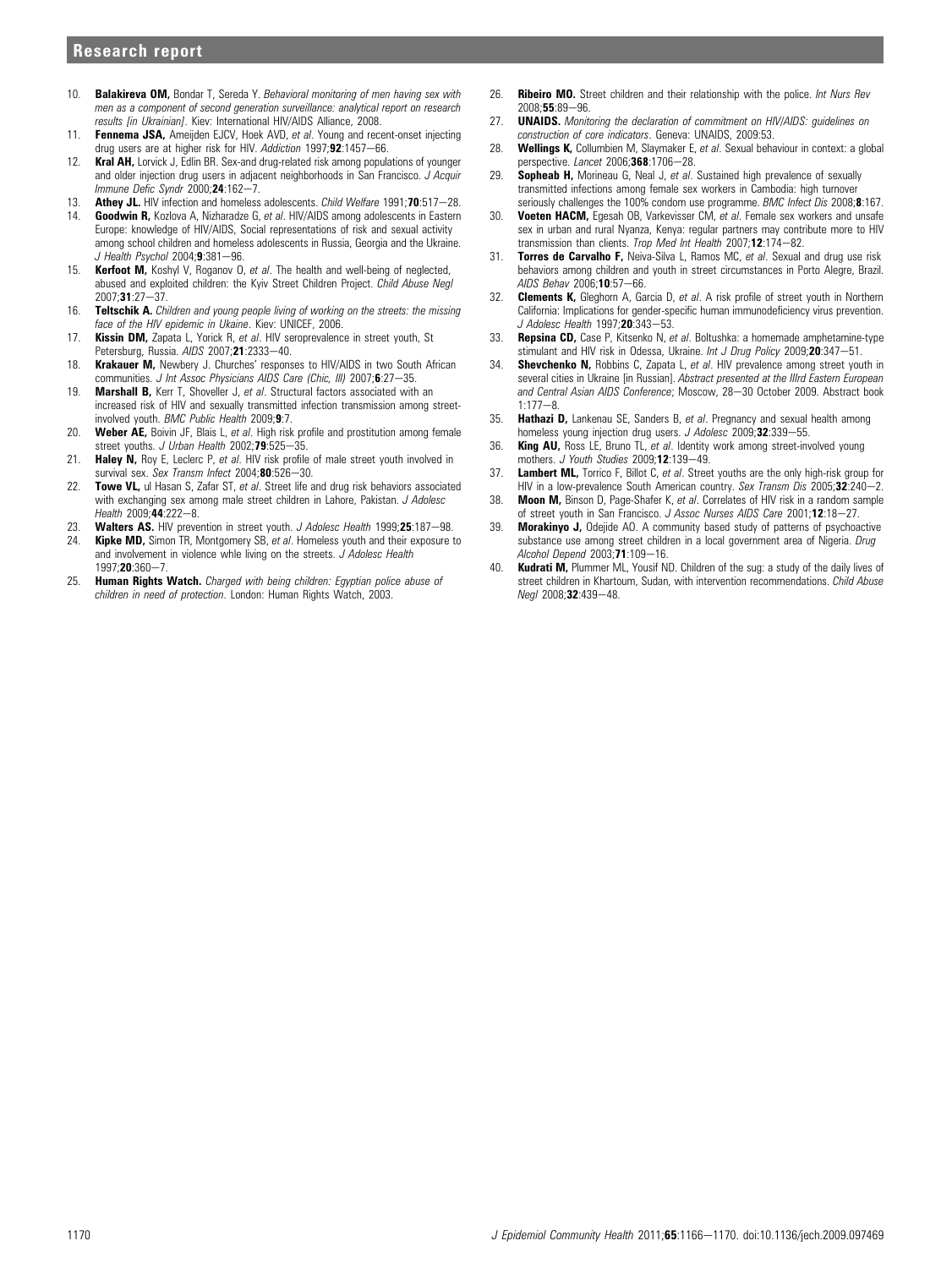10. **Balakireva OM,** Bondar T, Sereda Y. *Behavioral monitoring of men having sex with men as a component of second generation surveillance: analytical report on research results [in Ukrainian]*. Kiev: International HIV/AIDS Alliance, 2008.
11. **Fennema JSA,** Ameijden EJCV, Hoek AVD, *et al*. Young and recent-onset injecting drug users are at higher risk for HIV. *Addiction* 1997;**92**:1457—66.
12. **Kral AH,** Lorvick J, Edlin BR. Sex-and drug-related risk among populations of younger and older injection drug users in adjacent neighborhoods in San Francisco. *J Acquir Immune Defic Syndr* 2000;**24**:162—7.
13. **Athey JL.** HIV infection and homeless adolescents. *Child Welfare* 1991;**70**:517—28.
14. **Goodwin R,** Kozlova A, Nizharadze G, *et al*. HIV/AIDS among adolescents in Eastern Europe: knowledge of HIV/AIDS, Social representations of risk and sexual activity among school children and homeless adolescents in Russia, Georgia and the Ukraine. *J Health Psychol* 2004;**9**:381—96.
15. **Kerfoot M,** Koshyl V, Roganov O, *et al*. The health and well-being of neglected, abused and exploited children: the Kyiv Street Children Project. *Child Abuse Negl* 2007;**31**:27—37.
16. **Teltschik A.** *Children and young people living of working on the streets: the missing face of the HIV epidemic in Ukaine*. Kiev: UNICEF, 2006.
17. **Kissin DM,** Zapata L, Yorick R, *et al*. HIV seroprevalence in street youth, St Petersburg, Russia. *AIDS* 2007;**21**:2333—40.
18. **Krakauer M,** Newbery J. Churches' responses to HIV/AIDS in two South African communities. *J Int Assoc Physicians AIDS Care (Chic, Ill)* 2007;**6**:27—35.
19. **Marshall B,** Kerr T, Shoveller J, *et al*. Structural factors associated with an increased risk of HIV and sexually transmitted infection transmission among street-involved youth. *BMC Public Health* 2009;**9**:7.
20. **Weber AE,** Boivin JF, Blais L, *et al*. High risk profile and prostitution among female street youths. *J Urban Health* 2002;**79**:525—35.
21. **Haley N,** Roy E, Leclerc P, *et al*. HIV risk profile of male street youth involved in survival sex. *Sex Transm Infect* 2004;**80**:526—30.
22. **Towe VL,** ul Hasan S, Zafar ST, *et al*. Street life and drug risk behaviors associated with exchanging sex among male street children in Lahore, Pakistan. *J Adolesc Health* 2009;**44**:222—8.
23. **Walters AS.** HIV prevention in street youth. *J Adolesc Health* 1999;**25**:187—98.
24. **Kipke MD,** Simon TR, Montgomery SB, *et al*. Homeless youth and their exposure to and involvement in violence whle living on the streets. *J Adolesc Health* 1997;**20**:360—7.
25. **Human Rights Watch.** *Charged with being children: Egyptian police abuse of children in need of protection*. London: Human Rights Watch, 2003.
26. **Ribeiro MO.** Street children and their relationship with the police. *Int Nurs Rev* 2008;**55**:89—96.
27. **UNAIDS.** *Monitoring the declaration of commitment on HIV/AIDS: guidelines on construction of core indicators*. Geneva: UNAIDS, 2009:53.
28. **Wellings K,** Collumbien M, Slaymaker E, *et al*. Sexual behaviour in context: a global perspective. *Lancet* 2006;**368**:1706—28.
29. **Sopheab H,** Morineau G, Neal J, *et al*. Sustained high prevalence of sexually transmitted infections among female sex workers in Cambodia: high turnover seriously challenges the 100% condom use programme. *BMC Infect Dis* 2008;**8**:167.
30. **Voeten HACM,** Egesah OB, Varkevisser CM, *et al*. Female sex workers and unsafe sex in urban and rural Nyanza, Kenya: regular partners may contribute more to HIV transmission than clients. *Trop Med Int Health* 2007;**12**:174—82.
31. **Torres de Carvalho F,** Neiva-Silva L, Ramos MC, *et al*. Sexual and drug use risk behaviors among children and youth in street circumstances in Porto Alegre, Brazil. *AIDS Behav* 2006;**10**:57—66.
32. **Clements K,** Gleghorn A, Garcia D, *et al*. A risk profile of street youth in Northern California: Implications for gender-specific human immunodeficiency virus prevention. *J Adolesc Health* 1997;**20**:343—53.
33. **Repsina CD,** Case P, Kitsenko N, *et al*. Boltushka: a homemade amphetamine-type stimulant and HIV risk in Odessa, Ukraine. *Int J Drug Policy* 2009;**20**:347—51.
34. **Shevchenko N,** Robbins C, Zapata L, *et al*. HIV prevalence among street youth in several cities in Ukraine [in Russian]. *Abstract presented at the IIIrd Eastern European and Central Asian AIDS Conference*; Moscow, 28—30 October 2009. Abstract book 1:177—8.
35. **Hathazi D,** Lankenau SE, Sanders B, *et al*. Pregnancy and sexual health among homeless young injection drug users. *J Adolesc* 2009;**32**:339—55.
36. **King AU,** Ross LE, Bruno TL, *et al*. Identity work among street-involved young mothers. *J Youth Studies* 2009;**12**:139—49.
37. **Lambert ML,** Torrico F, Billot C, *et al*. Street youths are the only high-risk group for HIV in a low-prevalence South American country. *Sex Transm Dis* 2005;**32**:240—2.
38. **Moon M,** Binson D, Page-Shafer K, *et al*. Correlates of HIV risk in a random sample of street youth in San Francisco. *J Assoc Nurses AIDS Care* 2001;**12**:18—27.
39. **Morakinyo J,** Odejide AO. A community based study of patterns of psychoactive substance use among street children in a local government area of Nigeria. *Drug Alcohol Depend* 2003;**71**:109—16.
40. **Kudrati M,** Plummer ML, Yousif ND. Children of the sug: a study of the daily lives of street children in Khartoum, Sudan, with intervention recommendations. *Child Abuse Negl* 2008;**32**:439—48.